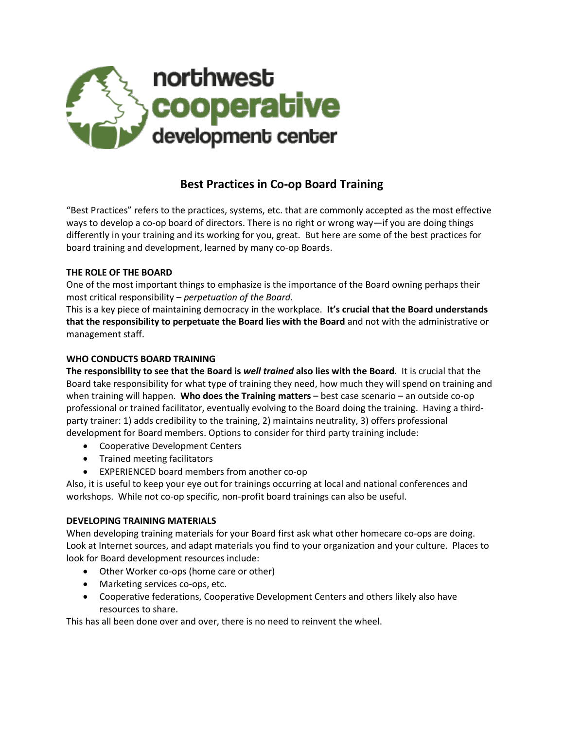northwest cooperative development center

# Best Practices in Co-op Board Training

"Best Practices" refers to the practices, systems, etc. that are commonly accepted as the most effective ways to develop a co-op board of directors. There is no right or wrong way—if you are doing things differently in your training and its working for you, great. But here are some of the best practices for board training and development, learned by many co-op Boards.

## THE ROLE OF THE BOARD

One of the most important things to emphasize is the importance of the Board owning perhaps their most critical responsibility – *perpetuation of the Board*.

This is a key piece of maintaining democracy in the workplace. **It's crucial that the Board understands that the responsibility to perpetuate the Board lies with the Board** and not with the administrative or management staff.

## WHO CONDUCTS BOARD TRAINING

**The responsibility to see that the Board is *well trained* also lies with the Board**. It is crucial that the Board take responsibility for what type of training they need, how much they will spend on training and when training will happen. **Who does the Training matters** – best case scenario – an outside co-op professional or trained facilitator, eventually evolving to the Board doing the training. Having a third-party trainer: 1) adds credibility to the training, 2) maintains neutrality, 3) offers professional development for Board members. Options to consider for third party training include:

- Cooperative Development Centers
- Trained meeting facilitators
- EXPERIENCED board members from another co-op

Also, it is useful to keep your eye out for trainings occurring at local and national conferences and workshops. While not co-op specific, non-profit board trainings can also be useful.

## DEVELOPING TRAINING MATERIALS

When developing training materials for your Board first ask what other homecare co-ops are doing. Look at Internet sources, and adapt materials you find to your organization and your culture. Places to look for Board development resources include:

- Other Worker co-ops (home care or other)
- Marketing services co-ops, etc.
- Cooperative federations, Cooperative Development Centers and others likely also have resources to share.

This has all been done over and over, there is no need to reinvent the wheel.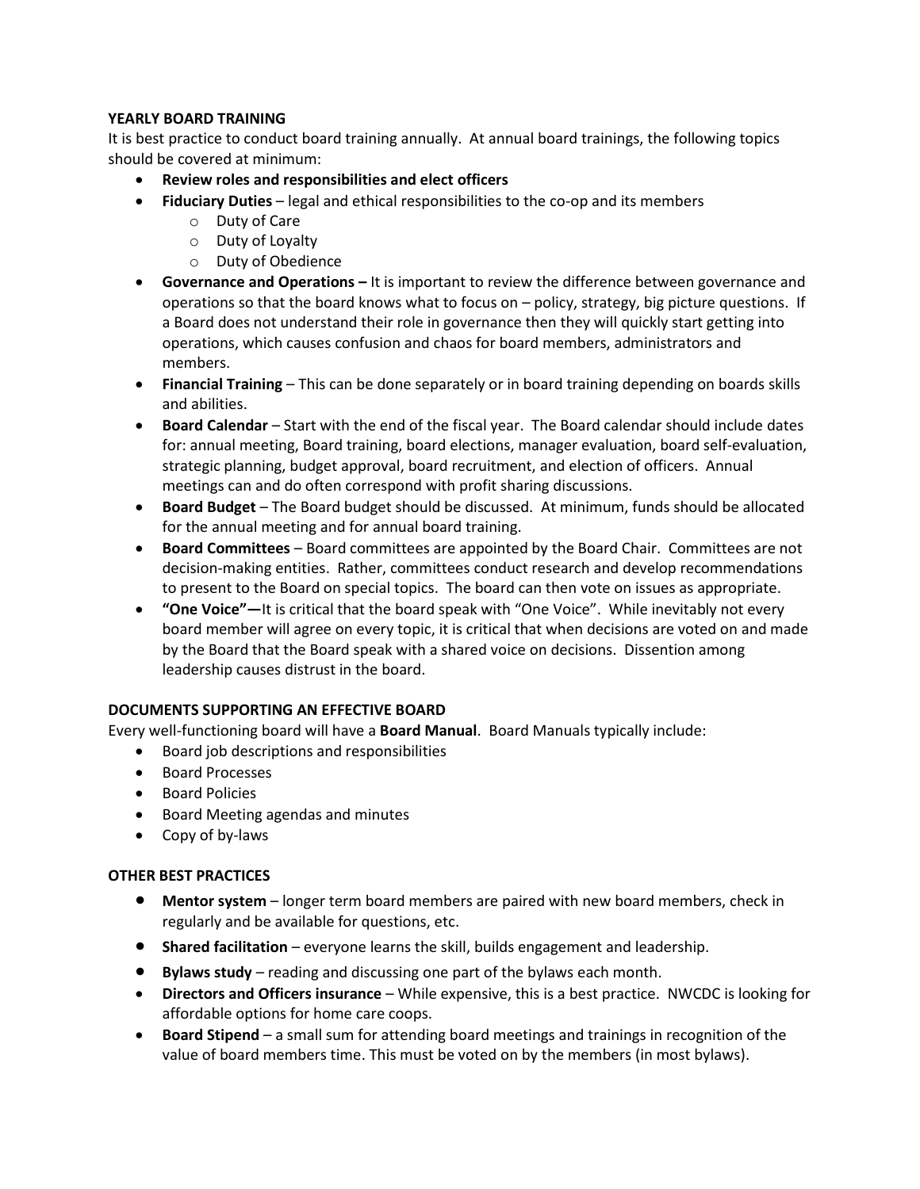**YEARLY BOARD TRAINING**

It is best practice to conduct board training annually. At annual board trainings, the following topics should be covered at minimum:

- **Review roles and responsibilities and elect officers**
- **Fiduciary Duties** – legal and ethical responsibilities to the co-op and its members
  - Duty of Care
  - Duty of Loyalty
  - Duty of Obedience
- **Governance and Operations –** It is important to review the difference between governance and operations so that the board knows what to focus on – policy, strategy, big picture questions. If a Board does not understand their role in governance then they will quickly start getting into operations, which causes confusion and chaos for board members, administrators and members.
- **Financial Training** – This can be done separately or in board training depending on boards skills and abilities.
- **Board Calendar** – Start with the end of the fiscal year. The Board calendar should include dates for: annual meeting, Board training, board elections, manager evaluation, board self-evaluation, strategic planning, budget approval, board recruitment, and election of officers. Annual meetings can and do often correspond with profit sharing discussions.
- **Board Budget** – The Board budget should be discussed. At minimum, funds should be allocated for the annual meeting and for annual board training.
- **Board Committees** – Board committees are appointed by the Board Chair. Committees are not decision-making entities. Rather, committees conduct research and develop recommendations to present to the Board on special topics. The board can then vote on issues as appropriate.
- **"One Voice"—**It is critical that the board speak with "One Voice". While inevitably not every board member will agree on every topic, it is critical that when decisions are voted on and made by the Board that the Board speak with a shared voice on decisions. Dissention among leadership causes distrust in the board.

**DOCUMENTS SUPPORTING AN EFFECTIVE BOARD**

Every well-functioning board will have a **Board Manual**. Board Manuals typically include:

- Board job descriptions and responsibilities
- Board Processes
- Board Policies
- Board Meeting agendas and minutes
- Copy of by-laws

**OTHER BEST PRACTICES**

- **Mentor system** – longer term board members are paired with new board members, check in regularly and be available for questions, etc.
- **Shared facilitation** – everyone learns the skill, builds engagement and leadership.
- **Bylaws study** – reading and discussing one part of the bylaws each month.
- **Directors and Officers insurance** – While expensive, this is a best practice. NWCDC is looking for affordable options for home care coops.
- **Board Stipend** – a small sum for attending board meetings and trainings in recognition of the value of board members time. This must be voted on by the members (in most bylaws).